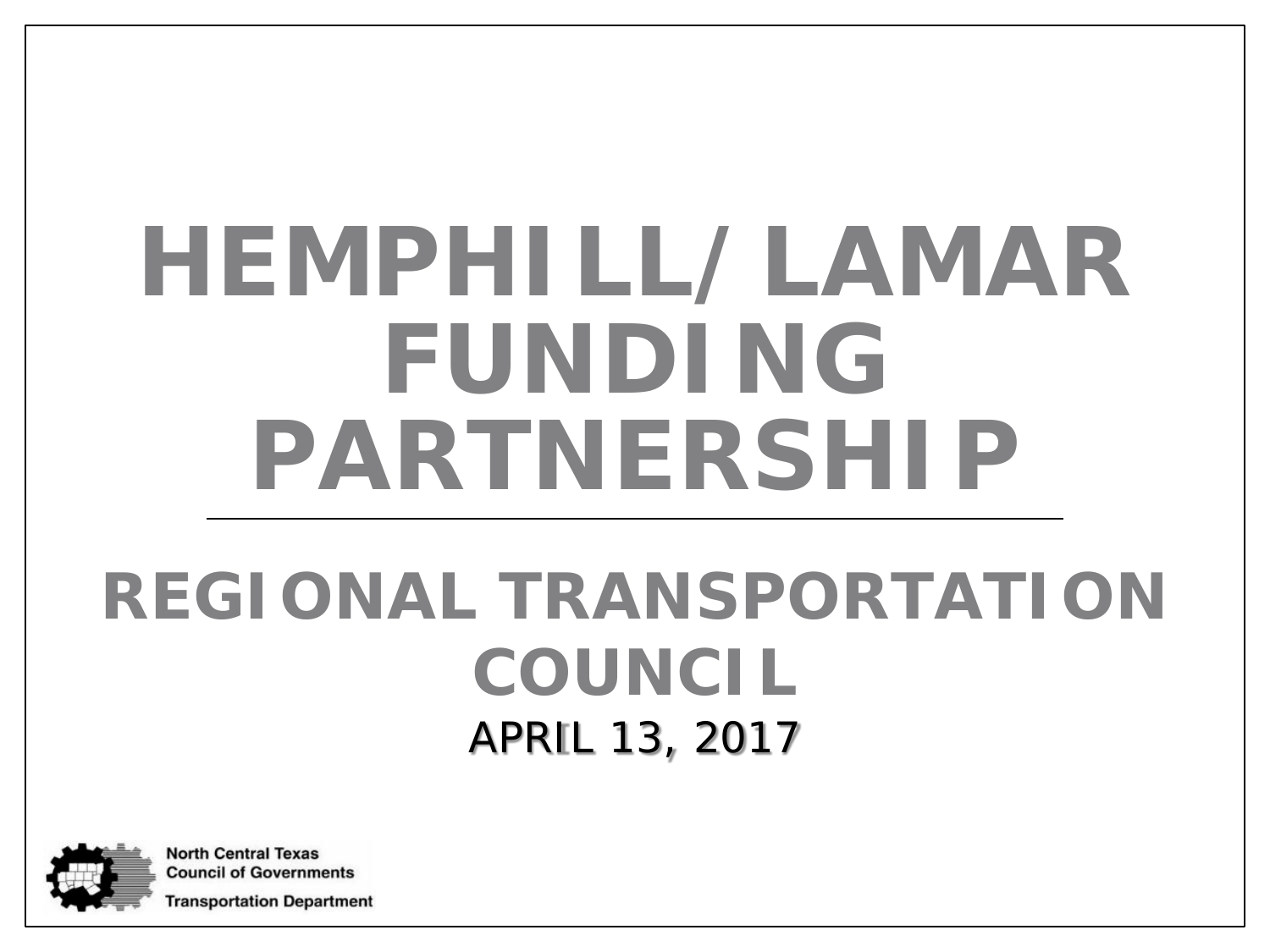# HEMPHILL/LAMAR FUNDING PARTNERSHIP

## REGIONAL TRANSPORTATION COUNCIL

APRIL 13, 2017

North Central Texas Council of Governments

Transportation Department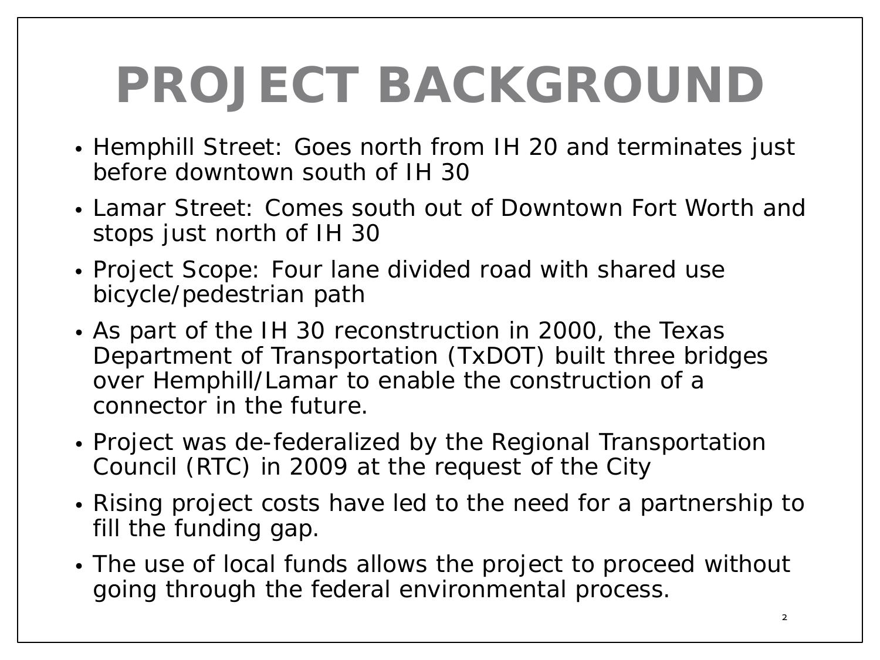# PROJECT BACKGROUND

- Hemphill Street: Goes north from IH 20 and terminates just before downtown south of IH 30
- Lamar Street: Comes south out of Downtown Fort Worth and stops just north of IH 30
- Project Scope: Four lane divided road with shared use bicycle/pedestrian path
- As part of the IH 30 reconstruction in 2000, the Texas Department of Transportation (TxDOT) built three bridges over Hemphill/Lamar to enable the construction of a connector in the future.
- Project was de-federalized by the Regional Transportation Council (RTC) in 2009 at the request of the City
- Rising project costs have led to the need for a partnership to fill the funding gap.
- The use of local funds allows the project to proceed without going through the federal environmental process.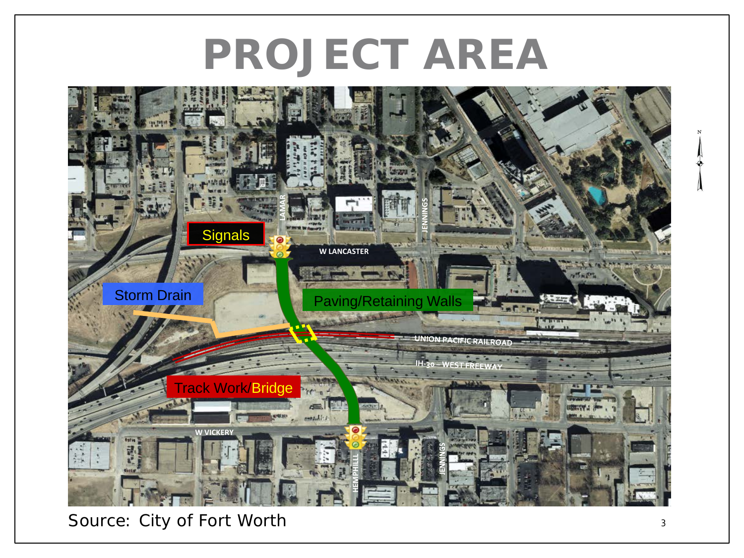# PROJECT AREA

Signals

Storm Drain

Paving/Retaining Walls

Track Work/Bridge

LAMAR

W LANCASTER

JENNINGS

UNION PACIFIC RAILROAD

IH-30 – WEST FREEWAY

W VICKERY

HEMPHILL

JENNINGS

Source: City of Fort Worth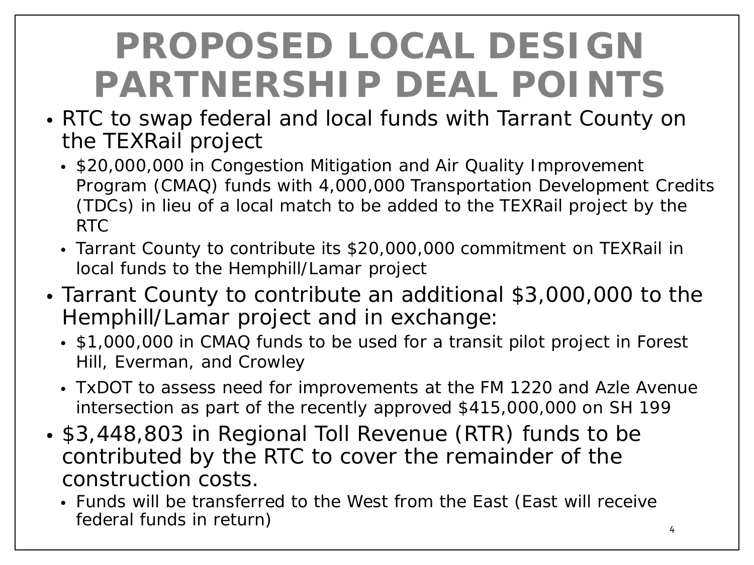# PROPOSED LOCAL DESIGN PARTNERSHIP DEAL POINTS

- RTC to swap federal and local funds with Tarrant County on the TEXRail project
  - $20,000,000 in Congestion Mitigation and Air Quality Improvement Program (CMAQ) funds with 4,000,000 Transportation Development Credits (TDCs) in lieu of a local match to be added to the TEXRail project by the RTC
  - Tarrant County to contribute its $20,000,000 commitment on TEXRail in local funds to the Hemphill/Lamar project
- Tarrant County to contribute an additional $3,000,000 to the Hemphill/Lamar project and in exchange:
  - $1,000,000 in CMAQ funds to be used for a transit pilot project in Forest Hill, Everman, and Crowley
  - TxDOT to assess need for improvements at the FM 1220 and Azle Avenue intersection as part of the recently approved $415,000,000 on SH 199
- $3,448,803 in Regional Toll Revenue (RTR) funds to be contributed by the RTC to cover the remainder of the construction costs.
  - Funds will be transferred to the West from the East (East will receive federal funds in return)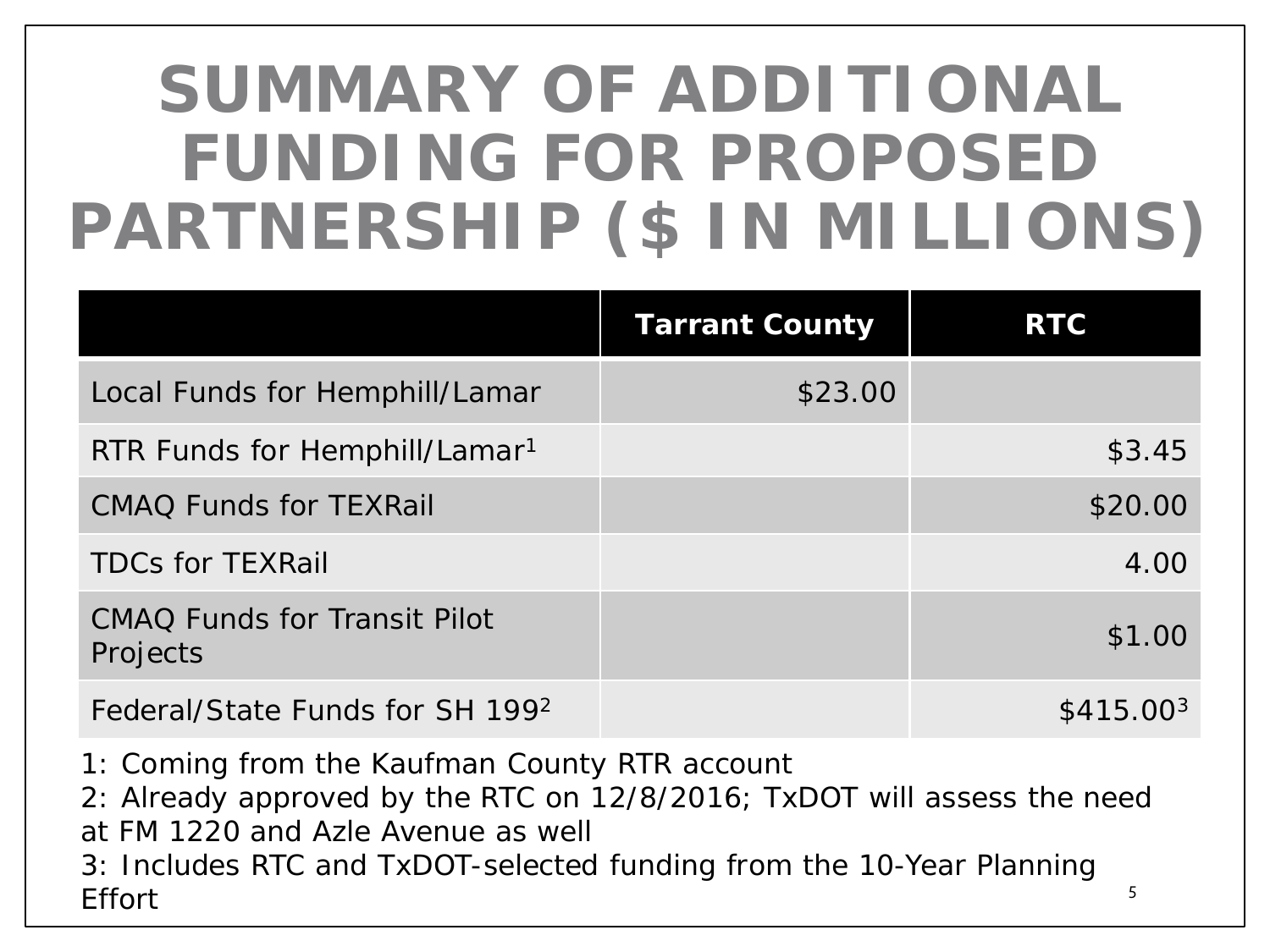# SUMMARY OF ADDITIONAL FUNDING FOR PROPOSED PARTNERSHIP ($ IN MILLIONS)

| | Tarrant County | RTC |
|---|---|---|
| Local Funds for Hemphill/Lamar | $23.00 | |
| RTR Funds for Hemphill/Lamar[1] | | $3.45 |
| CMAQ Funds for TEXRail | | $20.00 |
| TDCs for TEXRail | | 4.00 |
| CMAQ Funds for Transit Pilot Projects | | $1.00 |
| Federal/State Funds for SH 199[2] | | $415.00[3] |

1: Coming from the Kaufman County RTR account

2: Already approved by the RTC on 12/8/2016; TxDOT will assess the need at FM 1220 and Azle Avenue as well

3: Includes RTC and TxDOT-selected funding from the 10-Year Planning Effort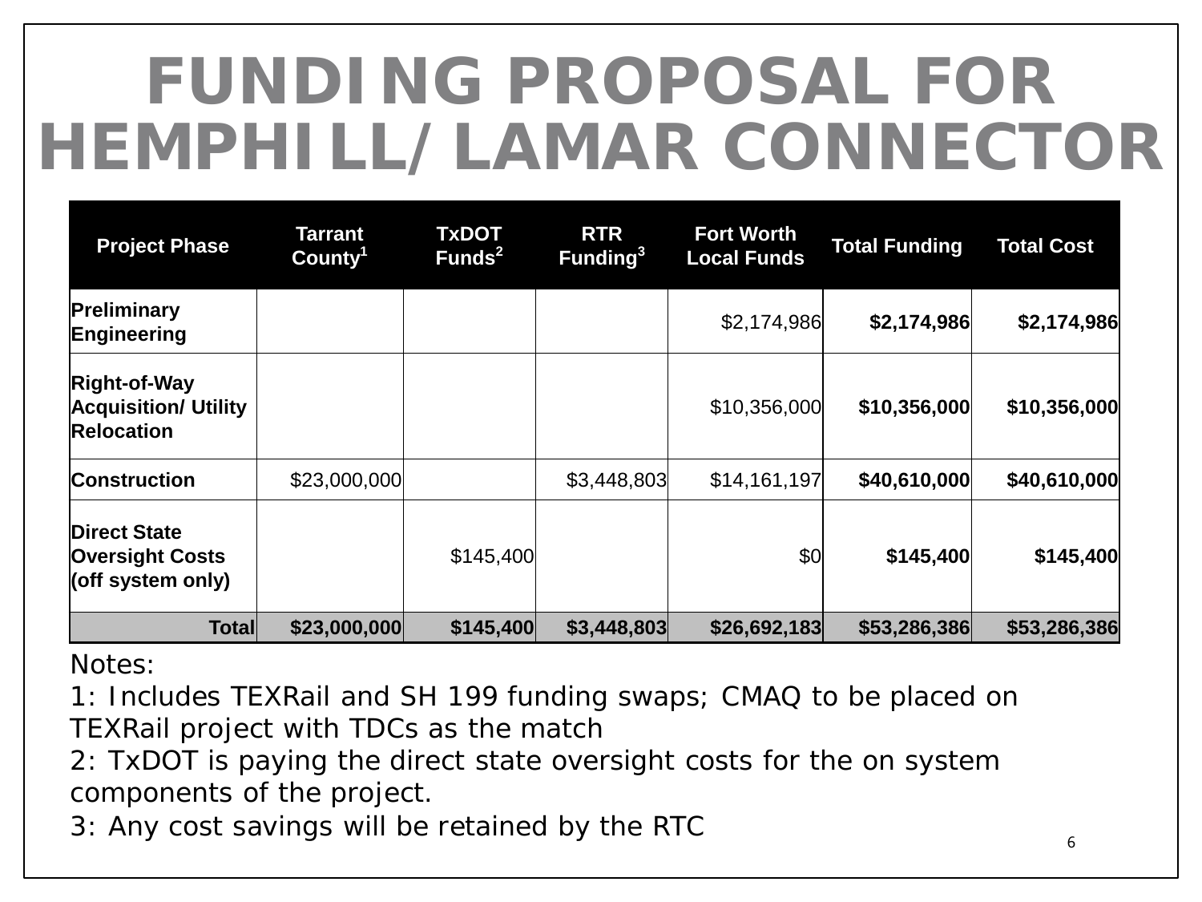# FUNDING PROPOSAL FOR HEMPHILL/LAMAR CONNECTOR

| Project Phase | Tarrant County[1] | TxDOT Funds[2] | RTR Funding[3] | Fort Worth Local Funds | Total Funding | Total Cost |
|---|---|---|---|---|---|---|
| **Preliminary Engineering** | | | | $2,174,986 | **$2,174,986** | **$2,174,986** |
| **Right-of-Way Acquisition/ Utility Relocation** | | | | $10,356,000 | **$10,356,000** | **$10,356,000** |
| **Construction** | $23,000,000 | | $3,448,803 | $14,161,197 | **$40,610,000** | **$40,610,000** |
| **Direct State Oversight Costs (off system only)** | | $145,400 | | $0 | **$145,400** | **$145,400** |
| **Total** | **$23,000,000** | **$145,400** | **$3,448,803** | **$26,692,183** | **$53,286,386** | **$53,286,386** |

Notes:

1: Includes TEXRail and SH 199 funding swaps; CMAQ to be placed on TEXRail project with TDCs as the match

2: TxDOT is paying the direct state oversight costs for the on system components of the project.

3: Any cost savings will be retained by the RTC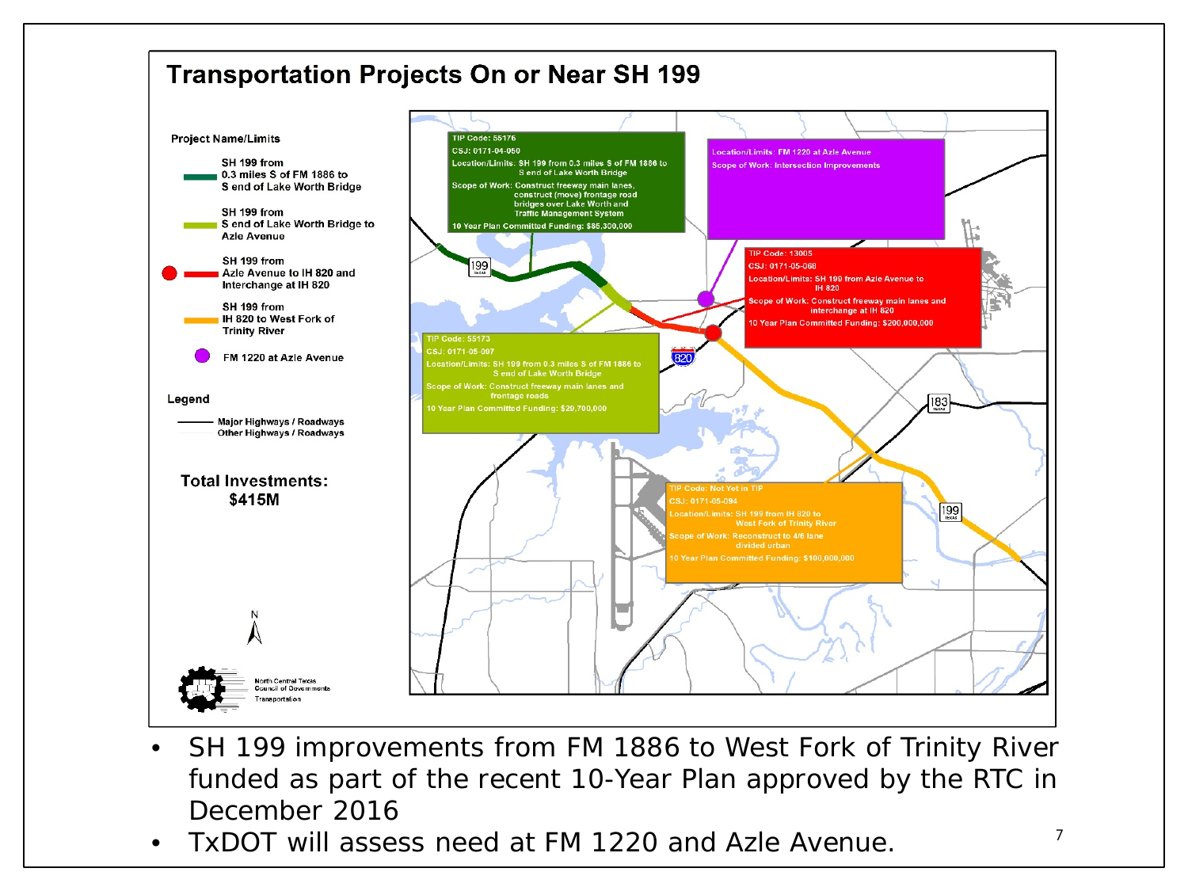# Transportation Projects On or Near SH 199

**Project Name/Limits**

- SH 199 from 0.3 miles S of FM 1886 to S end of Lake Worth Bridge
- SH 199 from S end of Lake Worth Bridge to Azle Avenue
- SH 199 from Azle Avenue to IH 820 and Interchange at IH 820
- SH 199 from IH 820 to West Fork of Trinity River
- FM 1220 at Azle Avenue

**Legend**

- Major Highways / Roadways
- Other Highways / Roadways

**Total Investments: $415M**

TIP Code: 55176
CSJ: 0171-04-050
Location/Limits: SH 199 from 0.3 miles S of FM 1886 to S end of Lake Worth Bridge
Scope of Work: Construct freeway main lanes, construct (move) frontage road bridges over Lake Worth and Traffic Management System
10 Year Plan Committed Funding: $85,300,000

Location/Limits: FM 1220 at Azle Avenue
Scope of Work: Intersection Improvements

TIP Code: 13005
CSJ: 0171-05-068
Location/Limits: SH 199 from Azle Avenue to IH 820
Scope of Work: Construct freeway main lanes and interchange at IH 820
10 Year Plan Committed Funding: $200,000,000

TIP Code: 55173
CSJ: 0171-05-097
Location/Limits: SH 199 from 0.3 miles S of FM 1886 to S end of Lake Worth Bridge
Scope of Work: Construct freeway main lanes and frontage roads
10 Year Plan Committed Funding: $29,700,000

TIP Code: Not Yet in TIP
CSJ: 0171-05-094
Location/Limits: SH 199 from IH 820 to West Fork of Trinity River
Scope of Work: Reconstruct to 4/6 lane divided urban
10 Year Plan Committed Funding: $100,000,000

North Central Texas Council of Governments Transportation

- SH 199 improvements from FM 1886 to West Fork of Trinity River funded as part of the recent 10-Year Plan approved by the RTC in December 2016
- TxDOT will assess need at FM 1220 and Azle Avenue.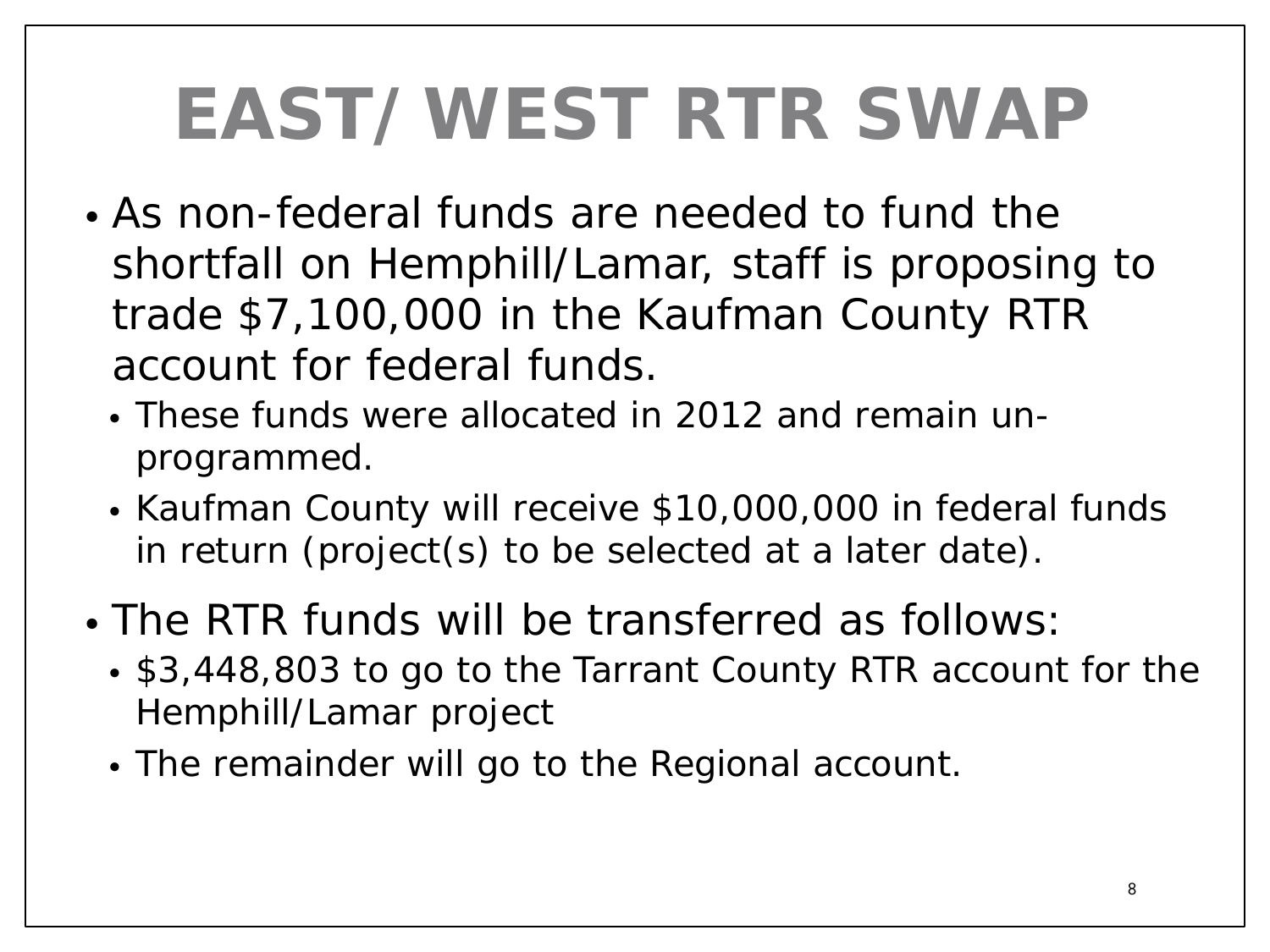# EAST/ WEST RTR SWAP

- As non-federal funds are needed to fund the shortfall on Hemphill/Lamar, staff is proposing to trade $7,100,000 in the Kaufman County RTR account for federal funds.
  - These funds were allocated in 2012 and remain un-programmed.
  - Kaufman County will receive $10,000,000 in federal funds in return (project(s) to be selected at a later date).
- The RTR funds will be transferred as follows:
  - $3,448,803 to go to the Tarrant County RTR account for the Hemphill/Lamar project
  - The remainder will go to the Regional account.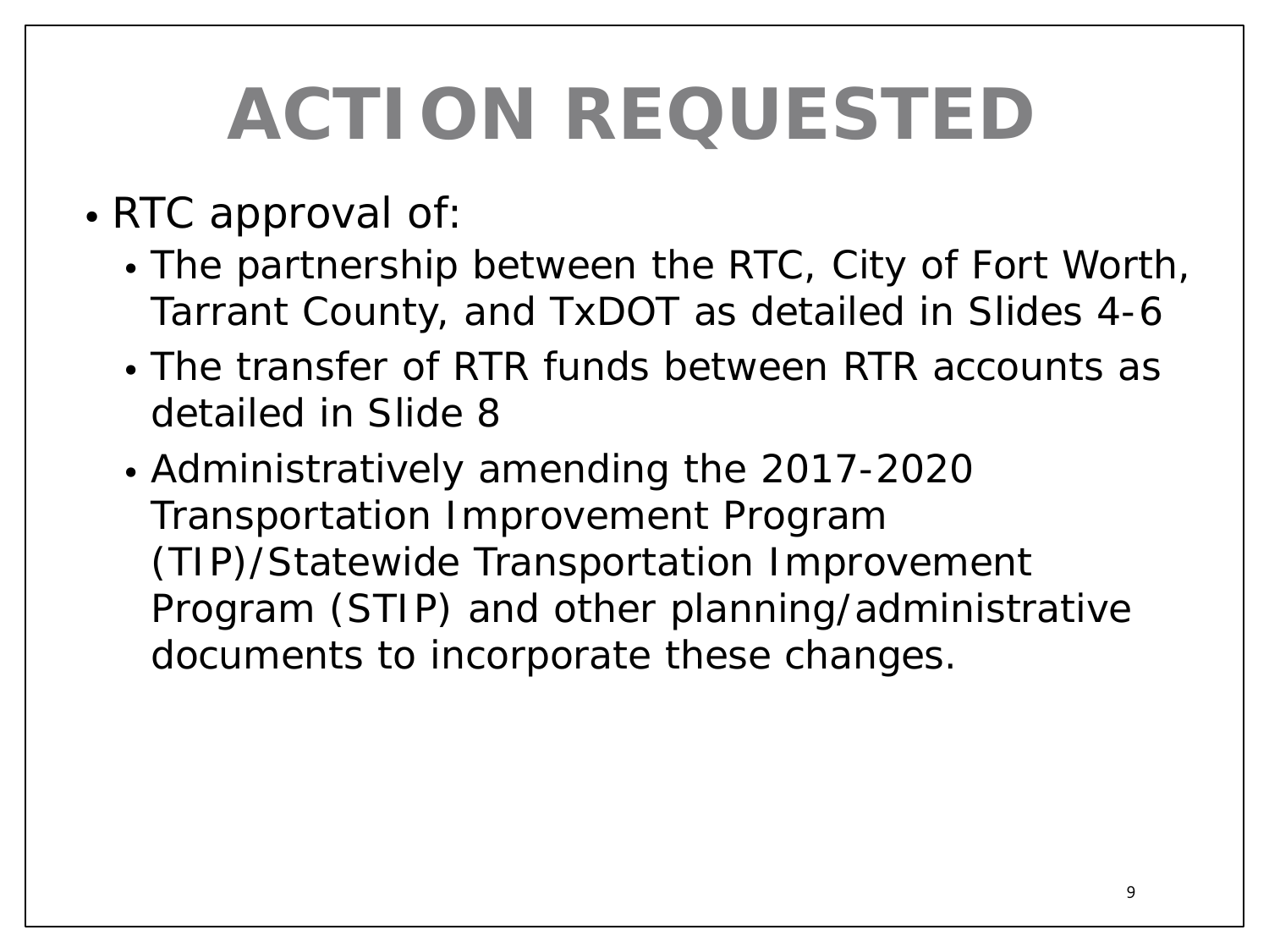# ACTION REQUESTED

- RTC approval of:
  - The partnership between the RTC, City of Fort Worth, Tarrant County, and TxDOT as detailed in Slides 4-6
  - The transfer of RTR funds between RTR accounts as detailed in Slide 8
  - Administratively amending the 2017-2020 Transportation Improvement Program (TIP)/Statewide Transportation Improvement Program (STIP) and other planning/administrative documents to incorporate these changes.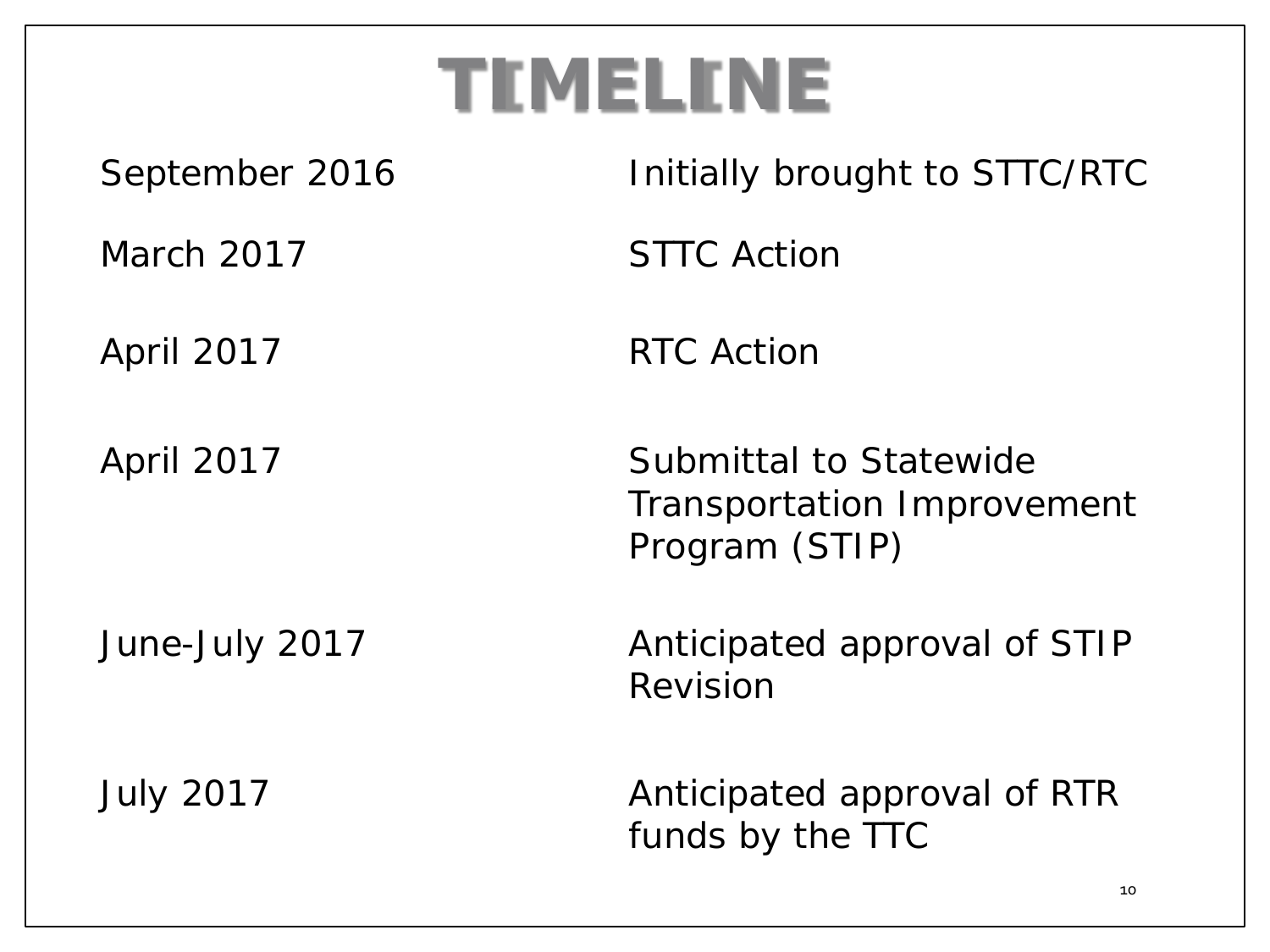# TIMELINE

| | |
|---|---|
| September 2016 | Initially brought to STTC/RTC |
| March 2017 | STTC Action |
| April 2017 | RTC Action |
| April 2017 | Submittal to Statewide Transportation Improvement Program (STIP) |
| June-July 2017 | Anticipated approval of STIP Revision |
| July 2017 | Anticipated approval of RTR funds by the TTC |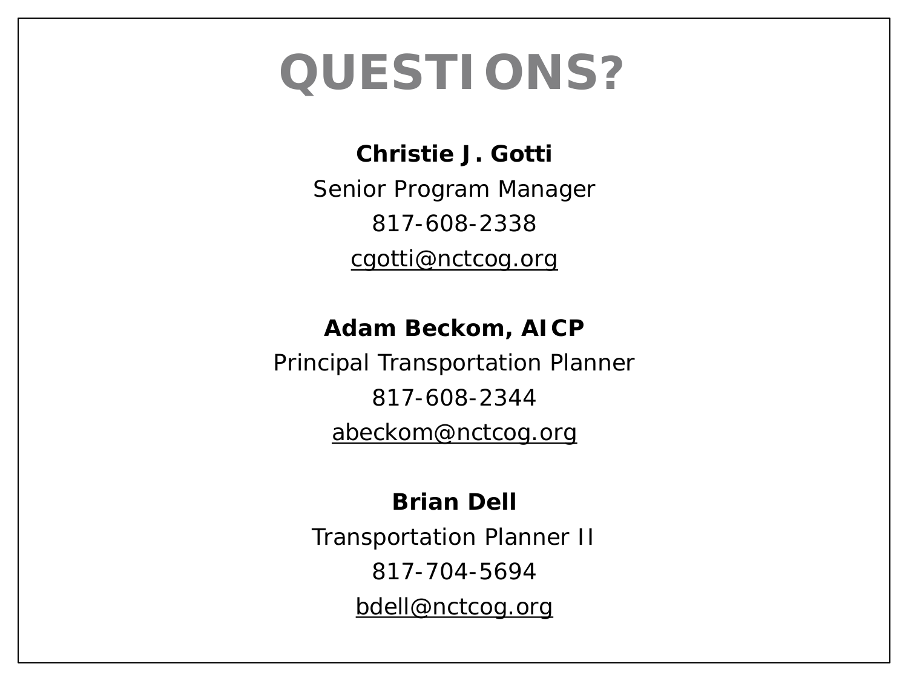# QUESTIONS?

**Christie J. Gotti**

Senior Program Manager

817-608-2338

cgotti@nctcog.org

**Adam Beckom, AICP**

Principal Transportation Planner

817-608-2344

abeckom@nctcog.org

**Brian Dell**

Transportation Planner II

817-704-5694

bdell@nctcog.org